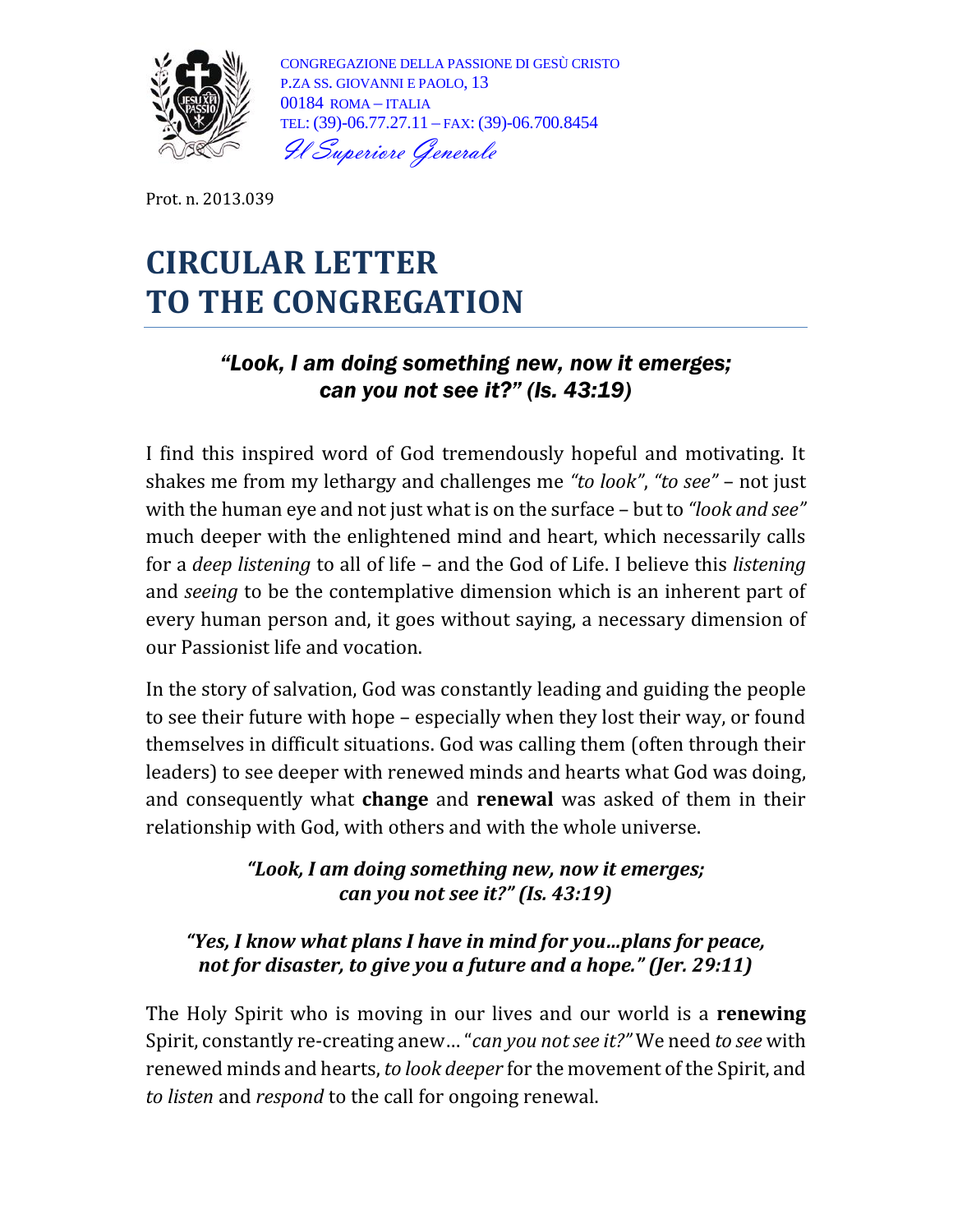CONGREGAZIONE DELLA PASSIONE DI GESÙ CRISTO
P.ZA SS. GIOVANNI E PAOLO, 13
00184 ROMA – ITALIA
TEL: (39)-06.77.27.11 – FAX: (39)-06.700.8454
*Il Superiore Generale*

Prot. n. 2013.039

# CIRCULAR LETTER TO THE CONGREGATION

***"Look, I am doing something new, now it emerges; can you not see it?" (Is. 43:19)***

I find this inspired word of God tremendously hopeful and motivating. It shakes me from my lethargy and challenges me *"to look"*, *"to see"* – not just with the human eye and not just what is on the surface – but to *"look and see"* much deeper with the enlightened mind and heart, which necessarily calls for a *deep listening* to all of life – and the God of Life. I believe this *listening* and *seeing* to be the contemplative dimension which is an inherent part of every human person and, it goes without saying, a necessary dimension of our Passionist life and vocation.

In the story of salvation, God was constantly leading and guiding the people to see their future with hope – especially when they lost their way, or found themselves in difficult situations. God was calling them (often through their leaders) to see deeper with renewed minds and hearts what God was doing, and consequently what **change** and **renewal** was asked of them in their relationship with God, with others and with the whole universe.

***"Look, I am doing something new, now it emerges; can you not see it?" (Is. 43:19)***

***"Yes, I know what plans I have in mind for you…plans for peace, not for disaster, to give you a future and a hope." (Jer. 29:11)***

The Holy Spirit who is moving in our lives and our world is a **renewing** Spirit, constantly re-creating anew… "*can you not see it?"* We need *to see* with renewed minds and hearts, *to look deeper* for the movement of the Spirit, and *to listen* and *respond* to the call for ongoing renewal.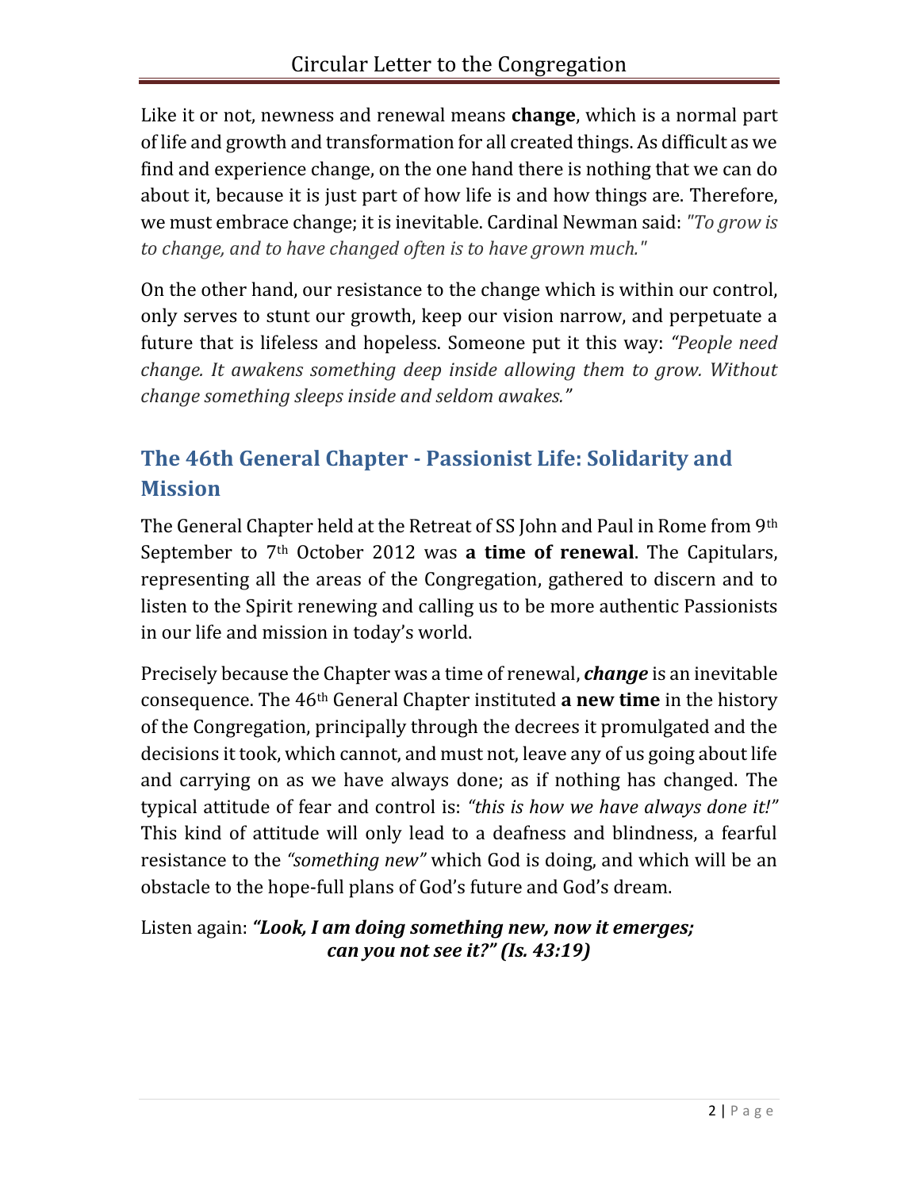Like it or not, newness and renewal means **change**, which is a normal part of life and growth and transformation for all created things. As difficult as we find and experience change, on the one hand there is nothing that we can do about it, because it is just part of how life is and how things are. Therefore, we must embrace change; it is inevitable. Cardinal Newman said: *"To grow is to change, and to have changed often is to have grown much."*

On the other hand, our resistance to the change which is within our control, only serves to stunt our growth, keep our vision narrow, and perpetuate a future that is lifeless and hopeless. Someone put it this way: *"People need change. It awakens something deep inside allowing them to grow. Without change something sleeps inside and seldom awakes."*

## The 46th General Chapter - Passionist Life: Solidarity and Mission

The General Chapter held at the Retreat of SS John and Paul in Rome from 9th September to 7th October 2012 was **a time of renewal**. The Capitulars, representing all the areas of the Congregation, gathered to discern and to listen to the Spirit renewing and calling us to be more authentic Passionists in our life and mission in today's world.

Precisely because the Chapter was a time of renewal, ***change*** is an inevitable consequence. The 46th General Chapter instituted **a new time** in the history of the Congregation, principally through the decrees it promulgated and the decisions it took, which cannot, and must not, leave any of us going about life and carrying on as we have always done; as if nothing has changed. The typical attitude of fear and control is: *"this is how we have always done it!"* This kind of attitude will only lead to a deafness and blindness, a fearful resistance to the *"something new"* which God is doing, and which will be an obstacle to the hope-full plans of God's future and God's dream.

Listen again: ***"Look, I am doing something new, now it emerges; can you not see it?" (Is. 43:19)***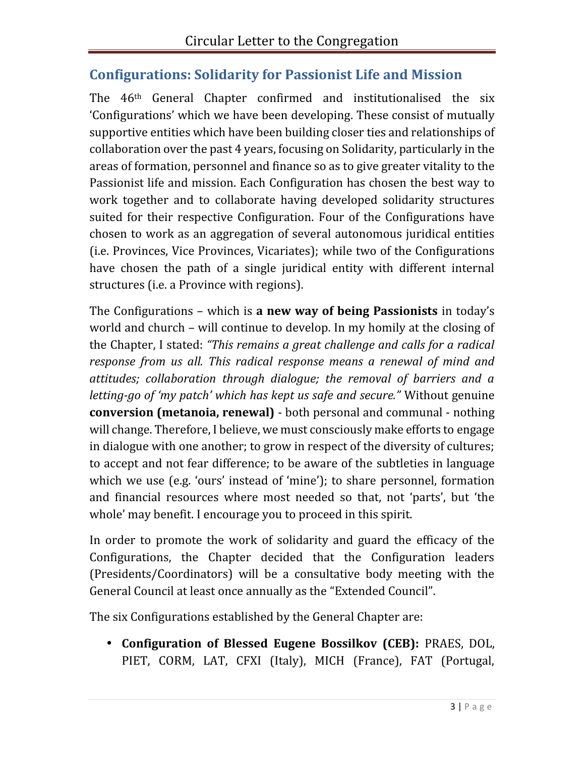## Configurations: Solidarity for Passionist Life and Mission

The 46th General Chapter confirmed and institutionalised the six 'Configurations' which we have been developing. These consist of mutually supportive entities which have been building closer ties and relationships of collaboration over the past 4 years, focusing on Solidarity, particularly in the areas of formation, personnel and finance so as to give greater vitality to the Passionist life and mission. Each Configuration has chosen the best way to work together and to collaborate having developed solidarity structures suited for their respective Configuration. Four of the Configurations have chosen to work as an aggregation of several autonomous juridical entities (i.e. Provinces, Vice Provinces, Vicariates); while two of the Configurations have chosen the path of a single juridical entity with different internal structures (i.e. a Province with regions).

The Configurations – which is **a new way of being Passionists** in today's world and church – will continue to develop. In my homily at the closing of the Chapter, I stated: *"This remains a great challenge and calls for a radical response from us all. This radical response means a renewal of mind and attitudes; collaboration through dialogue; the removal of barriers and a letting-go of 'my patch' which has kept us safe and secure."* Without genuine **conversion (metanoia, renewal)** - both personal and communal - nothing will change. Therefore, I believe, we must consciously make efforts to engage in dialogue with one another; to grow in respect of the diversity of cultures; to accept and not fear difference; to be aware of the subtleties in language which we use (e.g. 'ours' instead of 'mine'); to share personnel, formation and financial resources where most needed so that, not 'parts', but 'the whole' may benefit. I encourage you to proceed in this spirit.

In order to promote the work of solidarity and guard the efficacy of the Configurations, the Chapter decided that the Configuration leaders (Presidents/Coordinators) will be a consultative body meeting with the General Council at least once annually as the "Extended Council".

The six Configurations established by the General Chapter are:

- **Configuration of Blessed Eugene Bossilkov (CEB):** PRAES, DOL, PIET, CORM, LAT, CFXI (Italy), MICH (France), FAT (Portugal,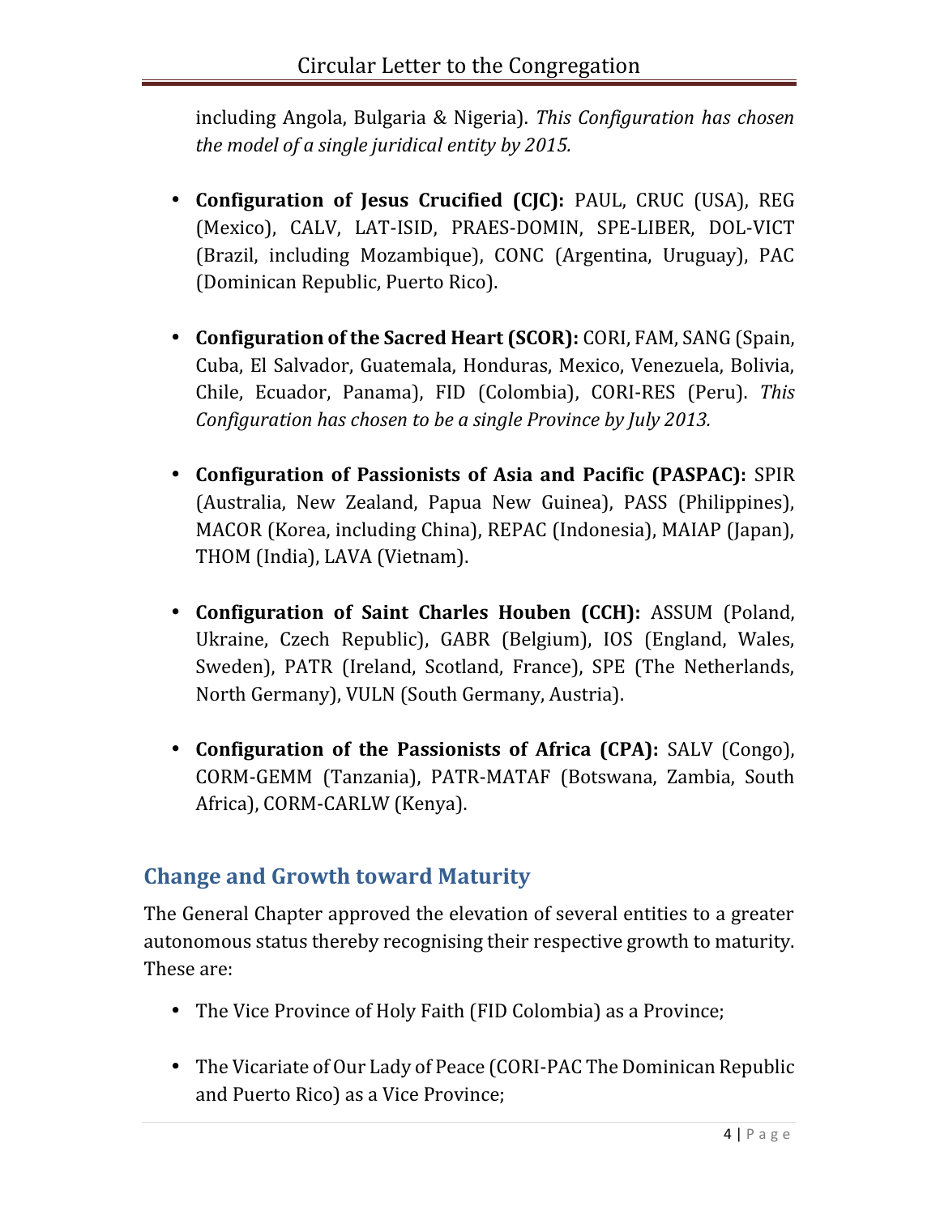including Angola, Bulgaria & Nigeria). *This Configuration has chosen the model of a single juridical entity by 2015.*

- **Configuration of Jesus Crucified (CJC):** PAUL, CRUC (USA), REG (Mexico), CALV, LAT-ISID, PRAES-DOMIN, SPE-LIBER, DOL-VICT (Brazil, including Mozambique), CONC (Argentina, Uruguay), PAC (Dominican Republic, Puerto Rico).

- **Configuration of the Sacred Heart (SCOR):** CORI, FAM, SANG (Spain, Cuba, El Salvador, Guatemala, Honduras, Mexico, Venezuela, Bolivia, Chile, Ecuador, Panama), FID (Colombia), CORI-RES (Peru). *This Configuration has chosen to be a single Province by July 2013.*

- **Configuration of Passionists of Asia and Pacific (PASPAC):** SPIR (Australia, New Zealand, Papua New Guinea), PASS (Philippines), MACOR (Korea, including China), REPAC (Indonesia), MAIAP (Japan), THOM (India), LAVA (Vietnam).

- **Configuration of Saint Charles Houben (CCH):** ASSUM (Poland, Ukraine, Czech Republic), GABR (Belgium), IOS (England, Wales, Sweden), PATR (Ireland, Scotland, France), SPE (The Netherlands, North Germany), VULN (South Germany, Austria).

- **Configuration of the Passionists of Africa (CPA):** SALV (Congo), CORM-GEMM (Tanzania), PATR-MATAF (Botswana, Zambia, South Africa), CORM-CARLW (Kenya).

## Change and Growth toward Maturity

The General Chapter approved the elevation of several entities to a greater autonomous status thereby recognising their respective growth to maturity. These are:

- The Vice Province of Holy Faith (FID Colombia) as a Province;

- The Vicariate of Our Lady of Peace (CORI-PAC The Dominican Republic and Puerto Rico) as a Vice Province;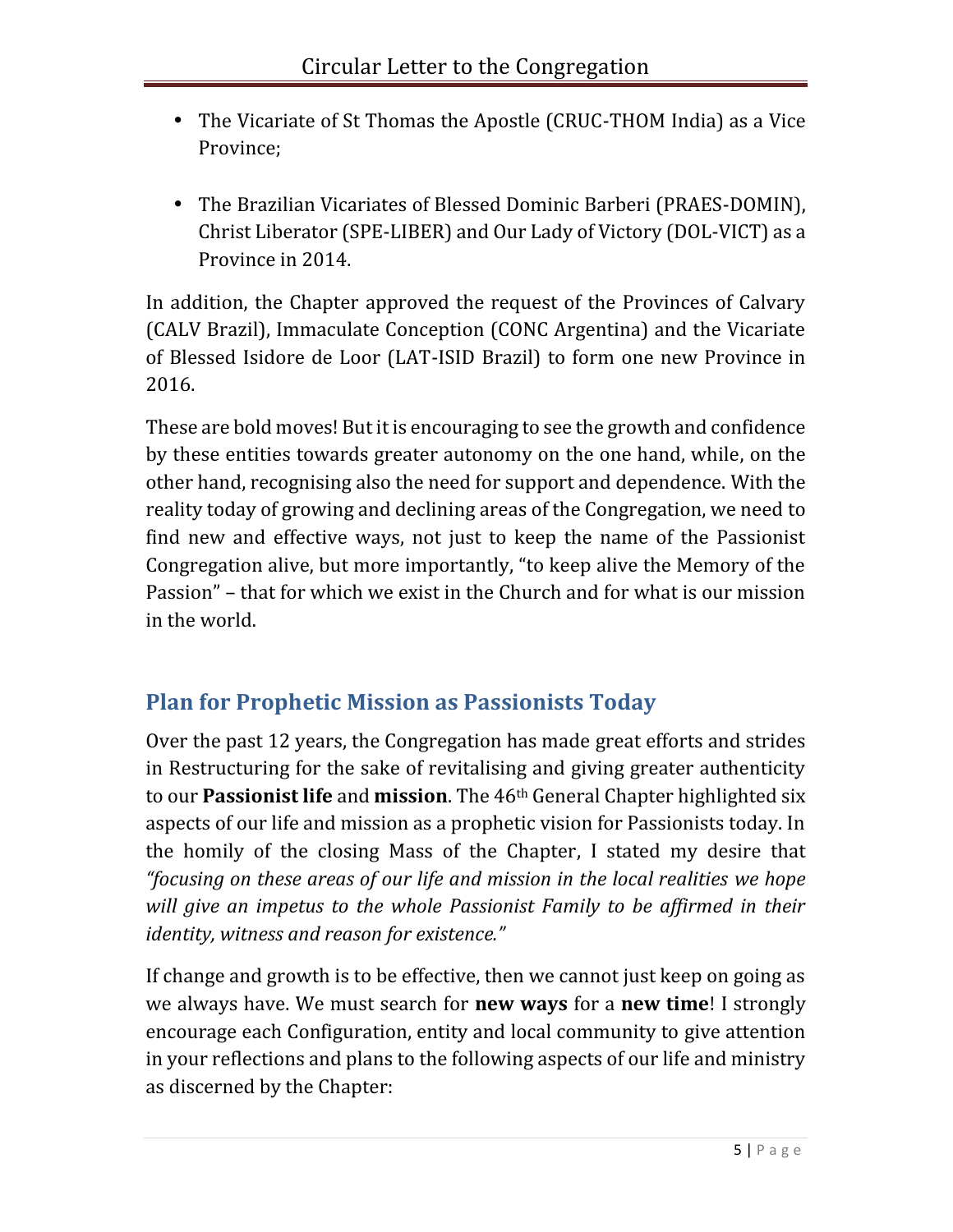- The Vicariate of St Thomas the Apostle (CRUC-THOM India) as a Vice Province;
- The Brazilian Vicariates of Blessed Dominic Barberi (PRAES-DOMIN), Christ Liberator (SPE-LIBER) and Our Lady of Victory (DOL-VICT) as a Province in 2014.

In addition, the Chapter approved the request of the Provinces of Calvary (CALV Brazil), Immaculate Conception (CONC Argentina) and the Vicariate of Blessed Isidore de Loor (LAT-ISID Brazil) to form one new Province in 2016.

These are bold moves! But it is encouraging to see the growth and confidence by these entities towards greater autonomy on the one hand, while, on the other hand, recognising also the need for support and dependence. With the reality today of growing and declining areas of the Congregation, we need to find new and effective ways, not just to keep the name of the Passionist Congregation alive, but more importantly, "to keep alive the Memory of the Passion" – that for which we exist in the Church and for what is our mission in the world.

## Plan for Prophetic Mission as Passionists Today

Over the past 12 years, the Congregation has made great efforts and strides in Restructuring for the sake of revitalising and giving greater authenticity to our **Passionist life** and **mission**. The 46th General Chapter highlighted six aspects of our life and mission as a prophetic vision for Passionists today. In the homily of the closing Mass of the Chapter, I stated my desire that *"focusing on these areas of our life and mission in the local realities we hope will give an impetus to the whole Passionist Family to be affirmed in their identity, witness and reason for existence."*

If change and growth is to be effective, then we cannot just keep on going as we always have. We must search for **new ways** for a **new time**! I strongly encourage each Configuration, entity and local community to give attention in your reflections and plans to the following aspects of our life and ministry as discerned by the Chapter: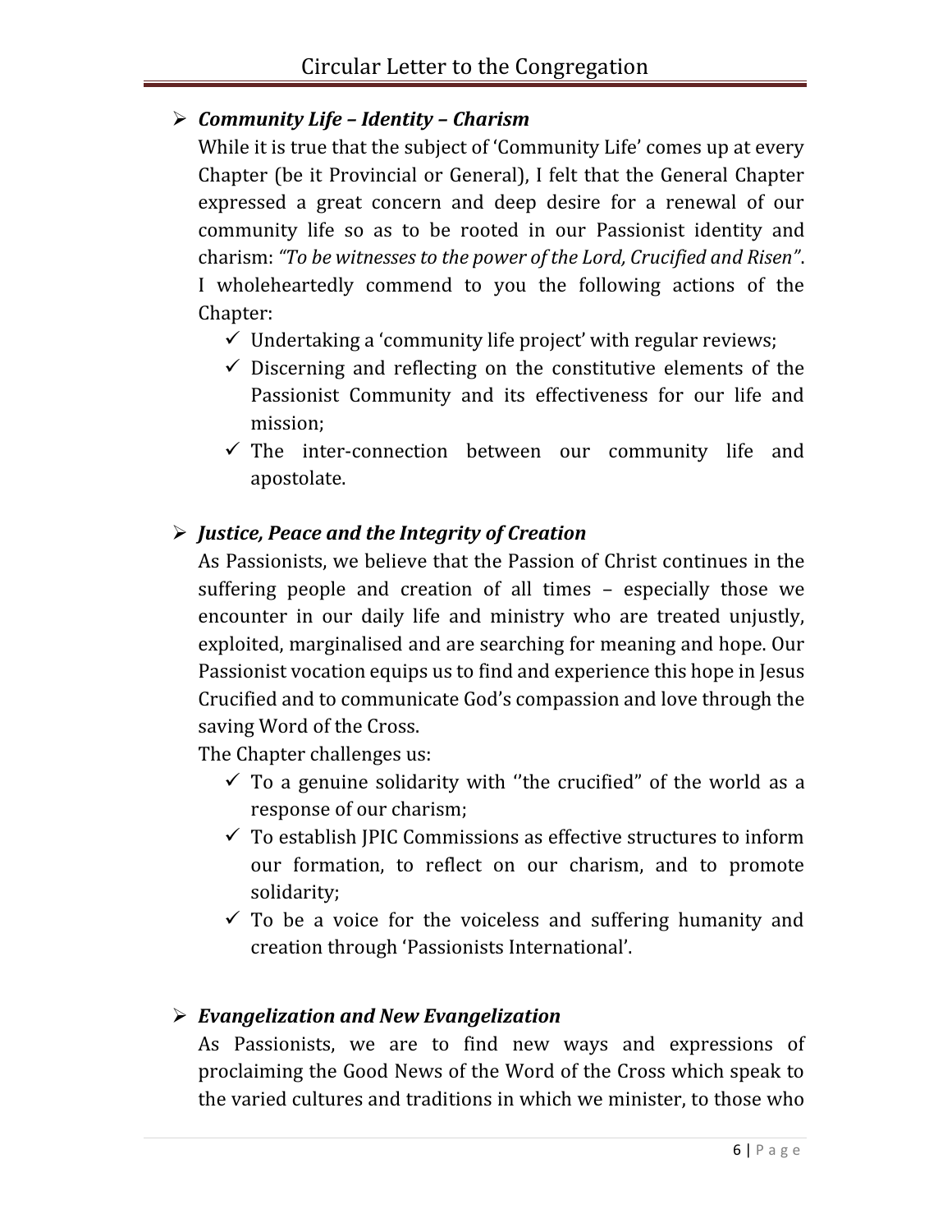- ***Community Life – Identity – Charism***

  While it is true that the subject of 'Community Life' comes up at every Chapter (be it Provincial or General), I felt that the General Chapter expressed a great concern and deep desire for a renewal of our community life so as to be rooted in our Passionist identity and charism: *"To be witnesses to the power of the Lord, Crucified and Risen"*. I wholeheartedly commend to you the following actions of the Chapter:

  - ✓ Undertaking a 'community life project' with regular reviews;
  - ✓ Discerning and reflecting on the constitutive elements of the Passionist Community and its effectiveness for our life and mission;
  - ✓ The inter-connection between our community life and apostolate.

- ***Justice, Peace and the Integrity of Creation***

  As Passionists, we believe that the Passion of Christ continues in the suffering people and creation of all times – especially those we encounter in our daily life and ministry who are treated unjustly, exploited, marginalised and are searching for meaning and hope. Our Passionist vocation equips us to find and experience this hope in Jesus Crucified and to communicate God's compassion and love through the saving Word of the Cross.

  The Chapter challenges us:

  - ✓ To a genuine solidarity with ''the crucified" of the world as a response of our charism;
  - ✓ To establish JPIC Commissions as effective structures to inform our formation, to reflect on our charism, and to promote solidarity;
  - ✓ To be a voice for the voiceless and suffering humanity and creation through 'Passionists International'.

- ***Evangelization and New Evangelization***

  As Passionists, we are to find new ways and expressions of proclaiming the Good News of the Word of the Cross which speak to the varied cultures and traditions in which we minister, to those who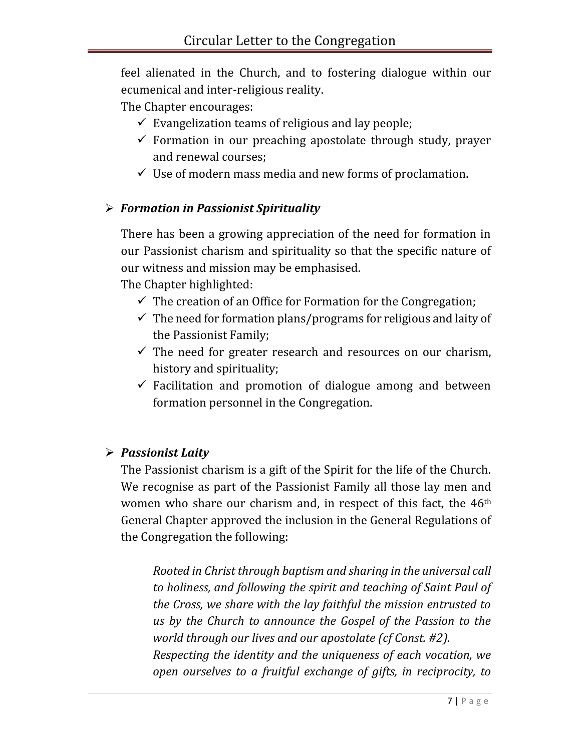feel alienated in the Church, and to fostering dialogue within our ecumenical and inter-religious reality.

The Chapter encourages:

- ✓ Evangelization teams of religious and lay people;
- ✓ Formation in our preaching apostolate through study, prayer and renewal courses;
- ✓ Use of modern mass media and new forms of proclamation.

- ***Formation in Passionist Spirituality***

There has been a growing appreciation of the need for formation in our Passionist charism and spirituality so that the specific nature of our witness and mission may be emphasised.

The Chapter highlighted:

- ✓ The creation of an Office for Formation for the Congregation;
- ✓ The need for formation plans/programs for religious and laity of the Passionist Family;
- ✓ The need for greater research and resources on our charism, history and spirituality;
- ✓ Facilitation and promotion of dialogue among and between formation personnel in the Congregation.

- ***Passionist Laity***

The Passionist charism is a gift of the Spirit for the life of the Church. We recognise as part of the Passionist Family all those lay men and women who share our charism and, in respect of this fact, the 46th General Chapter approved the inclusion in the General Regulations of the Congregation the following:

> *Rooted in Christ through baptism and sharing in the universal call to holiness, and following the spirit and teaching of Saint Paul of the Cross, we share with the lay faithful the mission entrusted to us by the Church to announce the Gospel of the Passion to the world through our lives and our apostolate (cf Const. #2).*
>
> *Respecting the identity and the uniqueness of each vocation, we open ourselves to a fruitful exchange of gifts, in reciprocity, to*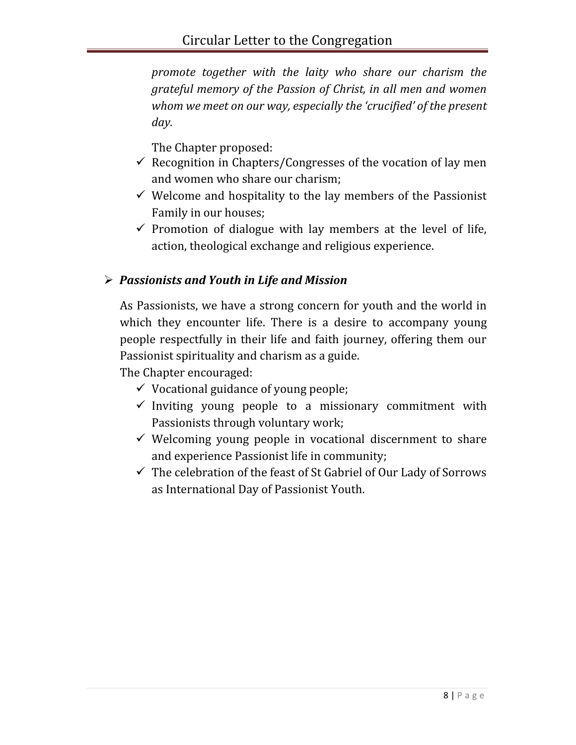*promote together with the laity who share our charism the grateful memory of the Passion of Christ, in all men and women whom we meet on our way, especially the 'crucified' of the present day.*

The Chapter proposed:

- ✓ Recognition in Chapters/Congresses of the vocation of lay men and women who share our charism;
- ✓ Welcome and hospitality to the lay members of the Passionist Family in our houses;
- ✓ Promotion of dialogue with lay members at the level of life, action, theological exchange and religious experience.

### ➢ *Passionists and Youth in Life and Mission*

As Passionists, we have a strong concern for youth and the world in which they encounter life. There is a desire to accompany young people respectfully in their life and faith journey, offering them our Passionist spirituality and charism as a guide.

The Chapter encouraged:

- ✓ Vocational guidance of young people;
- ✓ Inviting young people to a missionary commitment with Passionists through voluntary work;
- ✓ Welcoming young people in vocational discernment to share and experience Passionist life in community;
- ✓ The celebration of the feast of St Gabriel of Our Lady of Sorrows as International Day of Passionist Youth.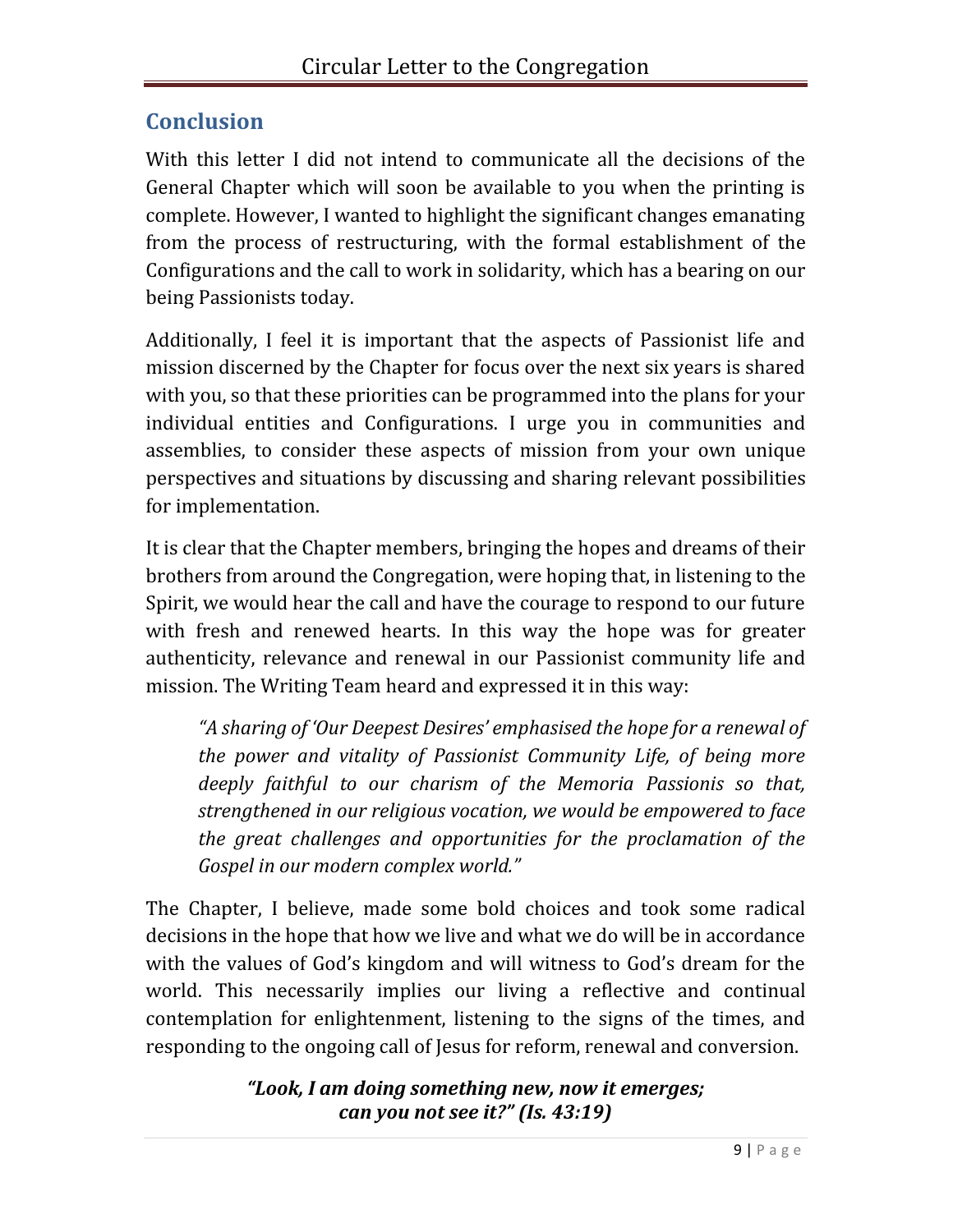## Conclusion

With this letter I did not intend to communicate all the decisions of the General Chapter which will soon be available to you when the printing is complete. However, I wanted to highlight the significant changes emanating from the process of restructuring, with the formal establishment of the Configurations and the call to work in solidarity, which has a bearing on our being Passionists today.

Additionally, I feel it is important that the aspects of Passionist life and mission discerned by the Chapter for focus over the next six years is shared with you, so that these priorities can be programmed into the plans for your individual entities and Configurations. I urge you in communities and assemblies, to consider these aspects of mission from your own unique perspectives and situations by discussing and sharing relevant possibilities for implementation.

It is clear that the Chapter members, bringing the hopes and dreams of their brothers from around the Congregation, were hoping that, in listening to the Spirit, we would hear the call and have the courage to respond to our future with fresh and renewed hearts. In this way the hope was for greater authenticity, relevance and renewal in our Passionist community life and mission. The Writing Team heard and expressed it in this way:

> *"A sharing of 'Our Deepest Desires' emphasised the hope for a renewal of the power and vitality of Passionist Community Life, of being more deeply faithful to our charism of the Memoria Passionis so that, strengthened in our religious vocation, we would be empowered to face the great challenges and opportunities for the proclamation of the Gospel in our modern complex world."*

The Chapter, I believe, made some bold choices and took some radical decisions in the hope that how we live and what we do will be in accordance with the values of God's kingdom and will witness to God's dream for the world. This necessarily implies our living a reflective and continual contemplation for enlightenment, listening to the signs of the times, and responding to the ongoing call of Jesus for reform, renewal and conversion.

***"Look, I am doing something new, now it emerges; can you not see it?" (Is. 43:19)***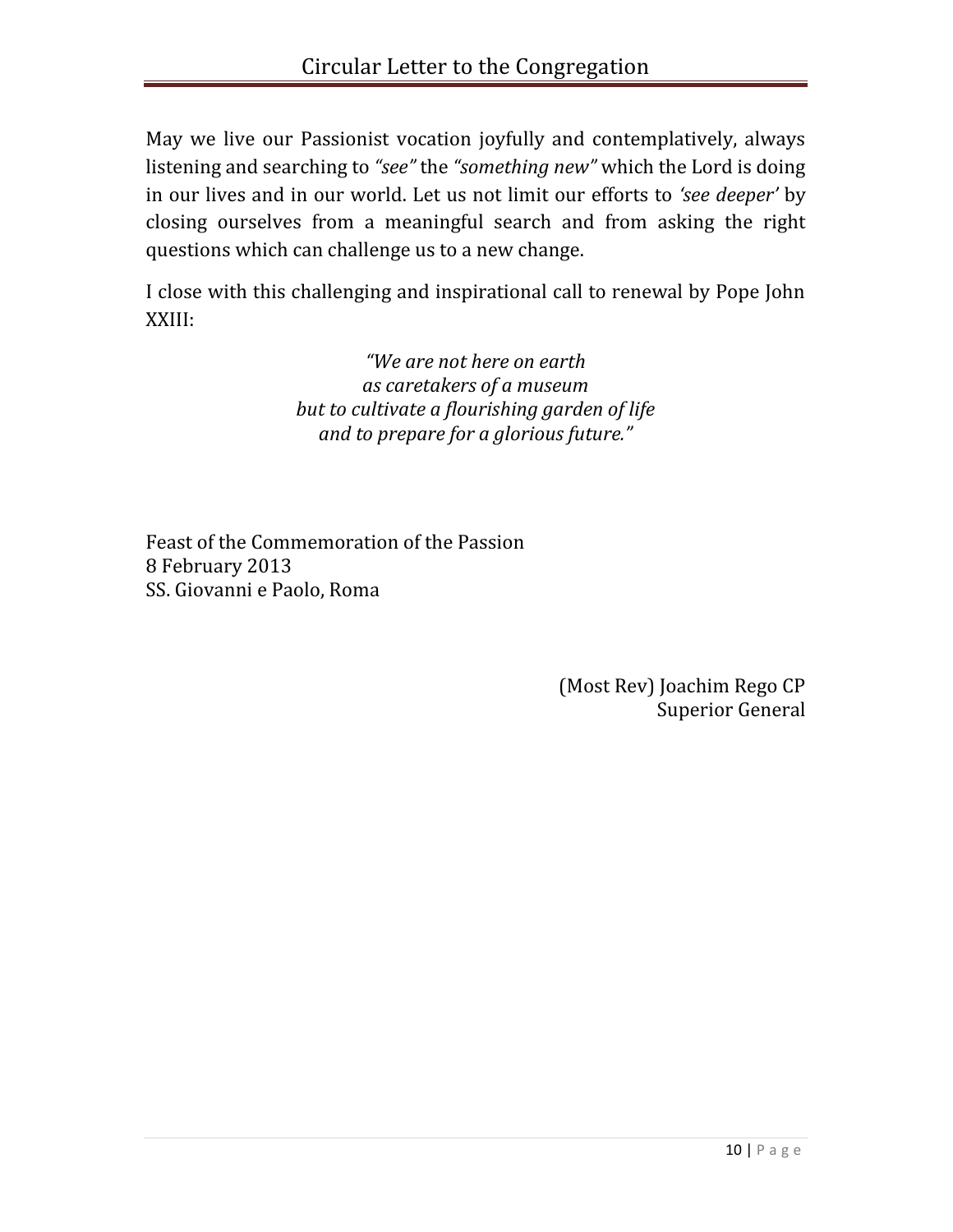May we live our Passionist vocation joyfully and contemplatively, always listening and searching to *"see"* the *"something new"* which the Lord is doing in our lives and in our world. Let us not limit our efforts to *'see deeper'* by closing ourselves from a meaningful search and from asking the right questions which can challenge us to a new change.

I close with this challenging and inspirational call to renewal by Pope John XXIII:

*"We are not here on earth*
*as caretakers of a museum*
*but to cultivate a flourishing garden of life*
*and to prepare for a glorious future."*

Feast of the Commemoration of the Passion
8 February 2013
SS. Giovanni e Paolo, Roma

(Most Rev) Joachim Rego CP
Superior General